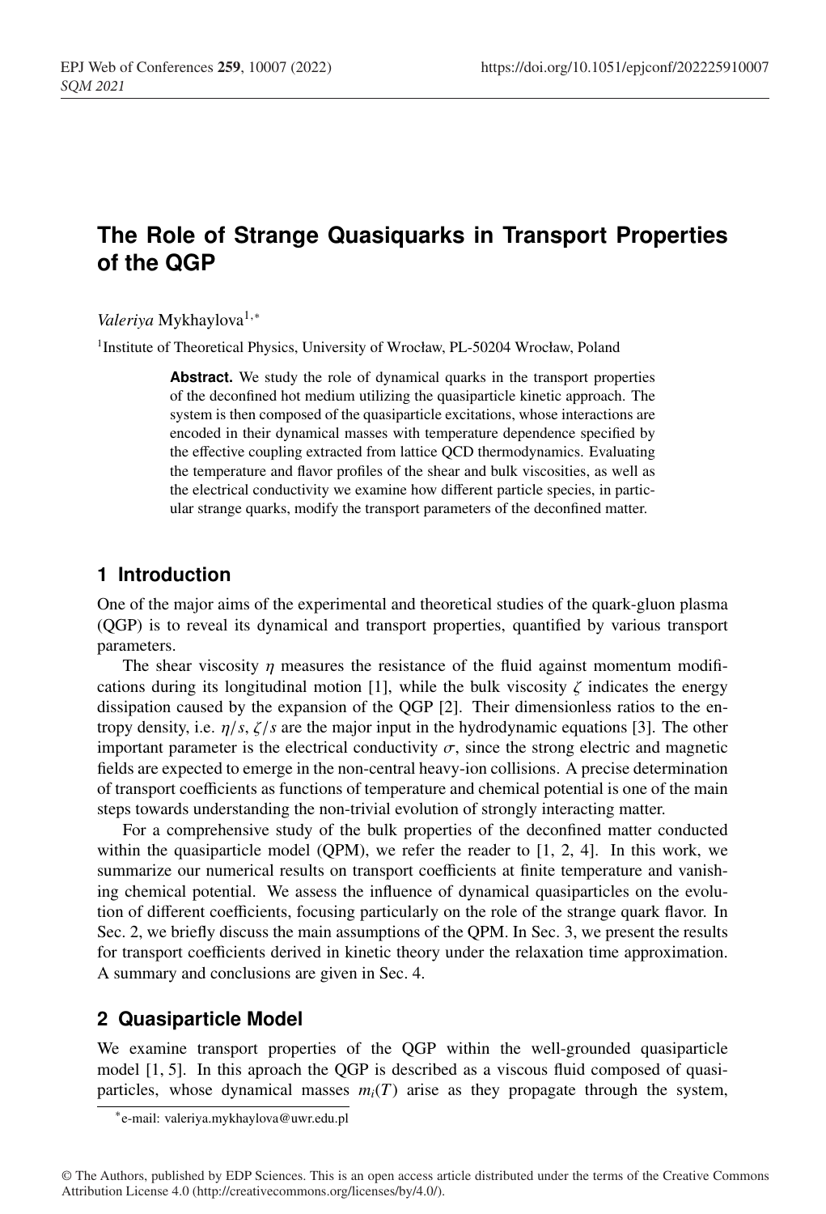# The Role of Strange Quasiquarks in Transport Properties of the QGP

*Valeriya* Mykhaylova[1,*]

[1]Institute of Theoretical Physics, University of Wrocław, PL-50204 Wrocław, Poland

**Abstract.** We study the role of dynamical quarks in the transport properties of the deconfined hot medium utilizing the quasiparticle kinetic approach. The system is then composed of the quasiparticle excitations, whose interactions are encoded in their dynamical masses with temperature dependence specified by the effective coupling extracted from lattice QCD thermodynamics. Evaluating the temperature and flavor profiles of the shear and bulk viscosities, as well as the electrical conductivity we examine how different particle species, in particular strange quarks, modify the transport parameters of the deconfined matter.

## 1 Introduction

One of the major aims of the experimental and theoretical studies of the quark-gluon plasma (QGP) is to reveal its dynamical and transport properties, quantified by various transport parameters.

The shear viscosity $\eta$ measures the resistance of the fluid against momentum modifications during its longitudinal motion [1], while the bulk viscosity $\zeta$ indicates the energy dissipation caused by the expansion of the QGP [2]. Their dimensionless ratios to the entropy density, i.e. $\eta/s$, $\zeta/s$ are the major input in the hydrodynamic equations [3]. The other important parameter is the electrical conductivity $\sigma$, since the strong electric and magnetic fields are expected to emerge in the non-central heavy-ion collisions. A precise determination of transport coefficients as functions of temperature and chemical potential is one of the main steps towards understanding the non-trivial evolution of strongly interacting matter.

For a comprehensive study of the bulk properties of the deconfined matter conducted within the quasiparticle model (QPM), we refer the reader to [1, 2, 4]. In this work, we summarize our numerical results on transport coefficients at finite temperature and vanishing chemical potential. We assess the influence of dynamical quasiparticles on the evolution of different coefficients, focusing particularly on the role of the strange quark flavor. In Sec. 2, we briefly discuss the main assumptions of the QPM. In Sec. 3, we present the results for transport coefficients derived in kinetic theory under the relaxation time approximation. A summary and conclusions are given in Sec. 4.

## 2 Quasiparticle Model

We examine transport properties of the QGP within the well-grounded quasiparticle model [1, 5]. In this aproach the QGP is described as a viscous fluid composed of quasiparticles, whose dynamical masses $m_i(T)$ arise as they propagate through the system,

*e-mail: valeriya.mykhaylova@uwr.edu.pl

© The Authors, published by EDP Sciences. This is an open access article distributed under the terms of the Creative Commons Attribution License 4.0 (http://creativecommons.org/licenses/by/4.0/).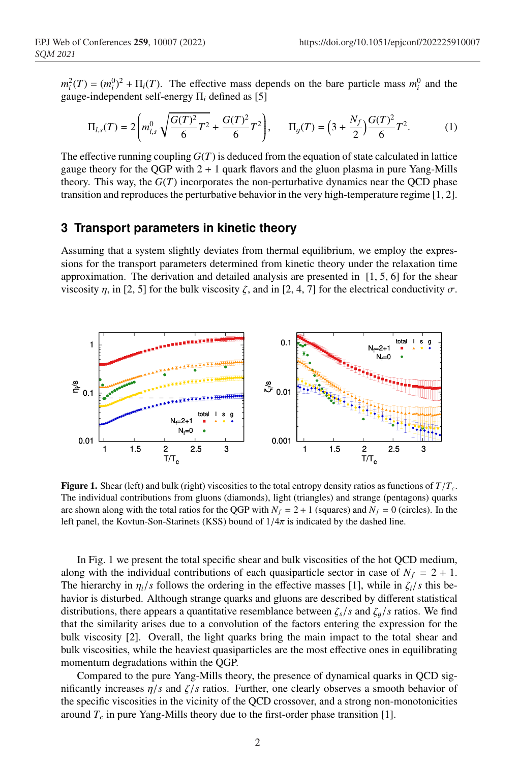$m_i^2(T) = (m_i^0)^2 + \Pi_i(T)$. The effective mass depends on the bare particle mass $m_i^0$ and the gauge-independent self-energy $\Pi_i$ defined as [5]

$$\Pi_{l,s}(T) = 2\left(m_{l,s}^0\sqrt{\frac{G(T)^2}{6}T^2} + \frac{G(T)^2}{6}T^2\right), \qquad \Pi_g(T) = \left(3 + \frac{N_f}{2}\right)\frac{G(T)^2}{6}T^2. \tag{1}$$

The effective running coupling $G(T)$ is deduced from the equation of state calculated in lattice gauge theory for the QGP with 2 + 1 quark flavors and the gluon plasma in pure Yang-Mills theory. This way, the $G(T)$ incorporates the non-perturbative dynamics near the QCD phase transition and reproduces the perturbative behavior in the very high-temperature regime [1, 2].

## 3 Transport parameters in kinetic theory

Assuming that a system slightly deviates from thermal equilibrium, we employ the expressions for the transport parameters determined from kinetic theory under the relaxation time approximation. The derivation and detailed analysis are presented in [1, 5, 6] for the shear viscosity $\eta$, in [2, 5] for the bulk viscosity $\zeta$, and in [2, 4, 7] for the electrical conductivity $\sigma$.

**Figure 1.** Shear (left) and bulk (right) viscosities to the total entropy density ratios as functions of $T/T_c$. The individual contributions from gluons (diamonds), light (triangles) and strange (pentagons) quarks are shown along with the total ratios for the QGP with $N_f = 2 + 1$ (squares) and $N_f = 0$ (circles). In the left panel, the Kovtun-Son-Starinets (KSS) bound of $1/4\pi$ is indicated by the dashed line.

In Fig. 1 we present the total specific shear and bulk viscosities of the hot QCD medium, along with the individual contributions of each quasiparticle sector in case of $N_f = 2 + 1$. The hierarchy in $\eta_i/s$ follows the ordering in the effective masses [1], while in $\zeta_i/s$ this behavior is disturbed. Although strange quarks and gluons are described by different statistical distributions, there appears a quantitative resemblance between $\zeta_s/s$ and $\zeta_g/s$ ratios. We find that the similarity arises due to a convolution of the factors entering the expression for the bulk viscosity [2]. Overall, the light quarks bring the main impact to the total shear and bulk viscosities, while the heaviest quasiparticles are the most effective ones in equilibrating momentum degradations within the QGP.

Compared to the pure Yang-Mills theory, the presence of dynamical quarks in QCD significantly increases $\eta/s$ and $\zeta/s$ ratios. Further, one clearly observes a smooth behavior of the specific viscosities in the vicinity of the QCD crossover, and a strong non-monotonicities around $T_c$ in pure Yang-Mills theory due to the first-order phase transition [1].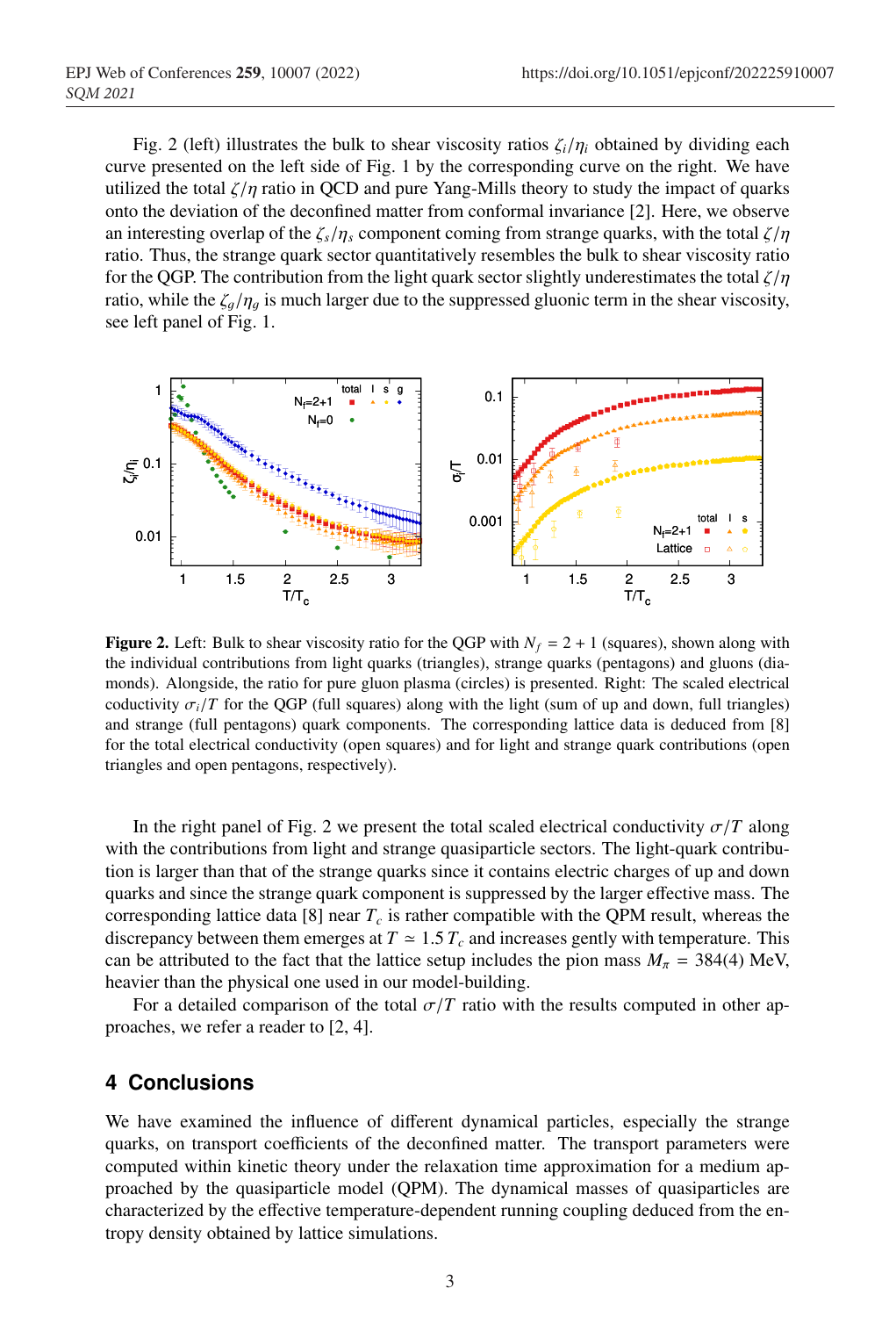Fig. 2 (left) illustrates the bulk to shear viscosity ratios $\zeta_i/\eta_i$ obtained by dividing each curve presented on the left side of Fig. 1 by the corresponding curve on the right. We have utilized the total $\zeta/\eta$ ratio in QCD and pure Yang-Mills theory to study the impact of quarks onto the deviation of the deconfined matter from conformal invariance [2]. Here, we observe an interesting overlap of the $\zeta_s/\eta_s$ component coming from strange quarks, with the total $\zeta/\eta$ ratio. Thus, the strange quark sector quantitatively resembles the bulk to shear viscosity ratio for the QGP. The contribution from the light quark sector slightly underestimates the total $\zeta/\eta$ ratio, while the $\zeta_g/\eta_g$ is much larger due to the suppressed gluonic term in the shear viscosity, see left panel of Fig. 1.

**Figure 2.** Left: Bulk to shear viscosity ratio for the QGP with $N_f = 2 + 1$ (squares), shown along with the individual contributions from light quarks (triangles), strange quarks (pentagons) and gluons (diamonds). Alongside, the ratio for pure gluon plasma (circles) is presented. Right: The scaled electrical coductivity $\sigma_i/T$ for the QGP (full squares) along with the light (sum of up and down, full triangles) and strange (full pentagons) quark components. The corresponding lattice data is deduced from [8] for the total electrical conductivity (open squares) and for light and strange quark contributions (open triangles and open pentagons, respectively).

In the right panel of Fig. 2 we present the total scaled electrical conductivity $\sigma/T$ along with the contributions from light and strange quasiparticle sectors. The light-quark contribution is larger than that of the strange quarks since it contains electric charges of up and down quarks and since the strange quark component is suppressed by the larger effective mass. The corresponding lattice data [8] near $T_c$ is rather compatible with the QPM result, whereas the discrepancy between them emerges at $T \simeq 1.5\, T_c$ and increases gently with temperature. This can be attributed to the fact that the lattice setup includes the pion mass $M_\pi = 384(4)$ MeV, heavier than the physical one used in our model-building.

For a detailed comparison of the total $\sigma/T$ ratio with the results computed in other approaches, we refer a reader to [2, 4].

## 4 Conclusions

We have examined the influence of different dynamical particles, especially the strange quarks, on transport coefficients of the deconfined matter. The transport parameters were computed within kinetic theory under the relaxation time approximation for a medium approached by the quasiparticle model (QPM). The dynamical masses of quasiparticles are characterized by the effective temperature-dependent running coupling deduced from the entropy density obtained by lattice simulations.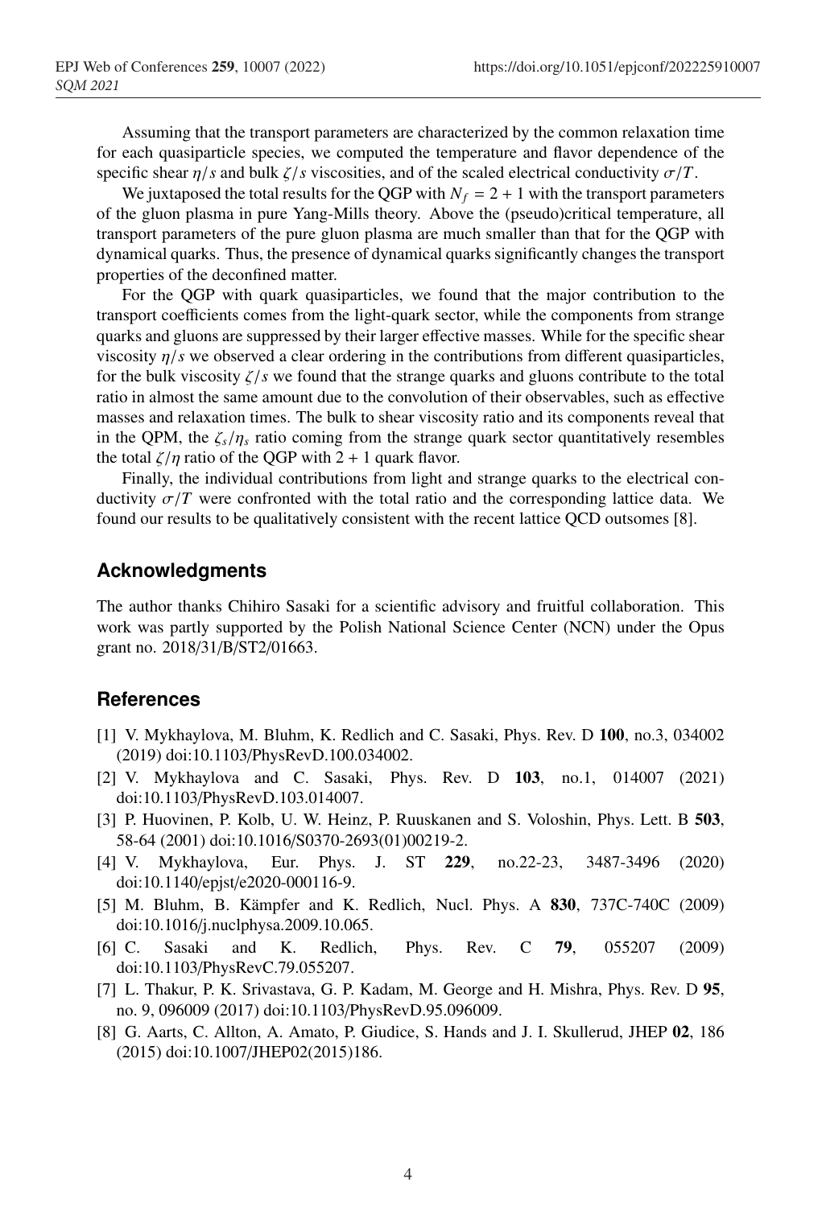Assuming that the transport parameters are characterized by the common relaxation time for each quasiparticle species, we computed the temperature and flavor dependence of the specific shear $\eta/s$ and bulk $\zeta/s$ viscosities, and of the scaled electrical conductivity $\sigma/T$.

We juxtaposed the total results for the QGP with $N_f = 2 + 1$ with the transport parameters of the gluon plasma in pure Yang-Mills theory. Above the (pseudo)critical temperature, all transport parameters of the pure gluon plasma are much smaller than that for the QGP with dynamical quarks. Thus, the presence of dynamical quarks significantly changes the transport properties of the deconfined matter.

For the QGP with quark quasiparticles, we found that the major contribution to the transport coefficients comes from the light-quark sector, while the components from strange quarks and gluons are suppressed by their larger effective masses. While for the specific shear viscosity $\eta/s$ we observed a clear ordering in the contributions from different quasiparticles, for the bulk viscosity $\zeta/s$ we found that the strange quarks and gluons contribute to the total ratio in almost the same amount due to the convolution of their observables, such as effective masses and relaxation times. The bulk to shear viscosity ratio and its components reveal that in the QPM, the $\zeta_s/\eta_s$ ratio coming from the strange quark sector quantitatively resembles the total $\zeta/\eta$ ratio of the QGP with 2 + 1 quark flavor.

Finally, the individual contributions from light and strange quarks to the electrical conductivity $\sigma/T$ were confronted with the total ratio and the corresponding lattice data. We found our results to be qualitatively consistent with the recent lattice QCD outsomes [8].

## Acknowledgments

The author thanks Chihiro Sasaki for a scientific advisory and fruitful collaboration. This work was partly supported by the Polish National Science Center (NCN) under the Opus grant no. 2018/31/B/ST2/01663.

## References

[1] V. Mykhaylova, M. Bluhm, K. Redlich and C. Sasaki, Phys. Rev. D **100**, no.3, 034002 (2019) doi:10.1103/PhysRevD.100.034002.

[2] V. Mykhaylova and C. Sasaki, Phys. Rev. D **103**, no.1, 014007 (2021) doi:10.1103/PhysRevD.103.014007.

[3] P. Huovinen, P. Kolb, U. W. Heinz, P. Ruuskanen and S. Voloshin, Phys. Lett. B **503**, 58-64 (2001) doi:10.1016/S0370-2693(01)00219-2.

[4] V. Mykhaylova, Eur. Phys. J. ST **229**, no.22-23, 3487-3496 (2020) doi:10.1140/epjst/e2020-000116-9.

[5] M. Bluhm, B. Kämpfer and K. Redlich, Nucl. Phys. A **830**, 737C-740C (2009) doi:10.1016/j.nuclphysa.2009.10.065.

[6] C. Sasaki and K. Redlich, Phys. Rev. C **79**, 055207 (2009) doi:10.1103/PhysRevC.79.055207.

[7] L. Thakur, P. K. Srivastava, G. P. Kadam, M. George and H. Mishra, Phys. Rev. D **95**, no. 9, 096009 (2017) doi:10.1103/PhysRevD.95.096009.

[8] G. Aarts, C. Allton, A. Amato, P. Giudice, S. Hands and J. I. Skullerud, JHEP **02**, 186 (2015) doi:10.1007/JHEP02(2015)186.